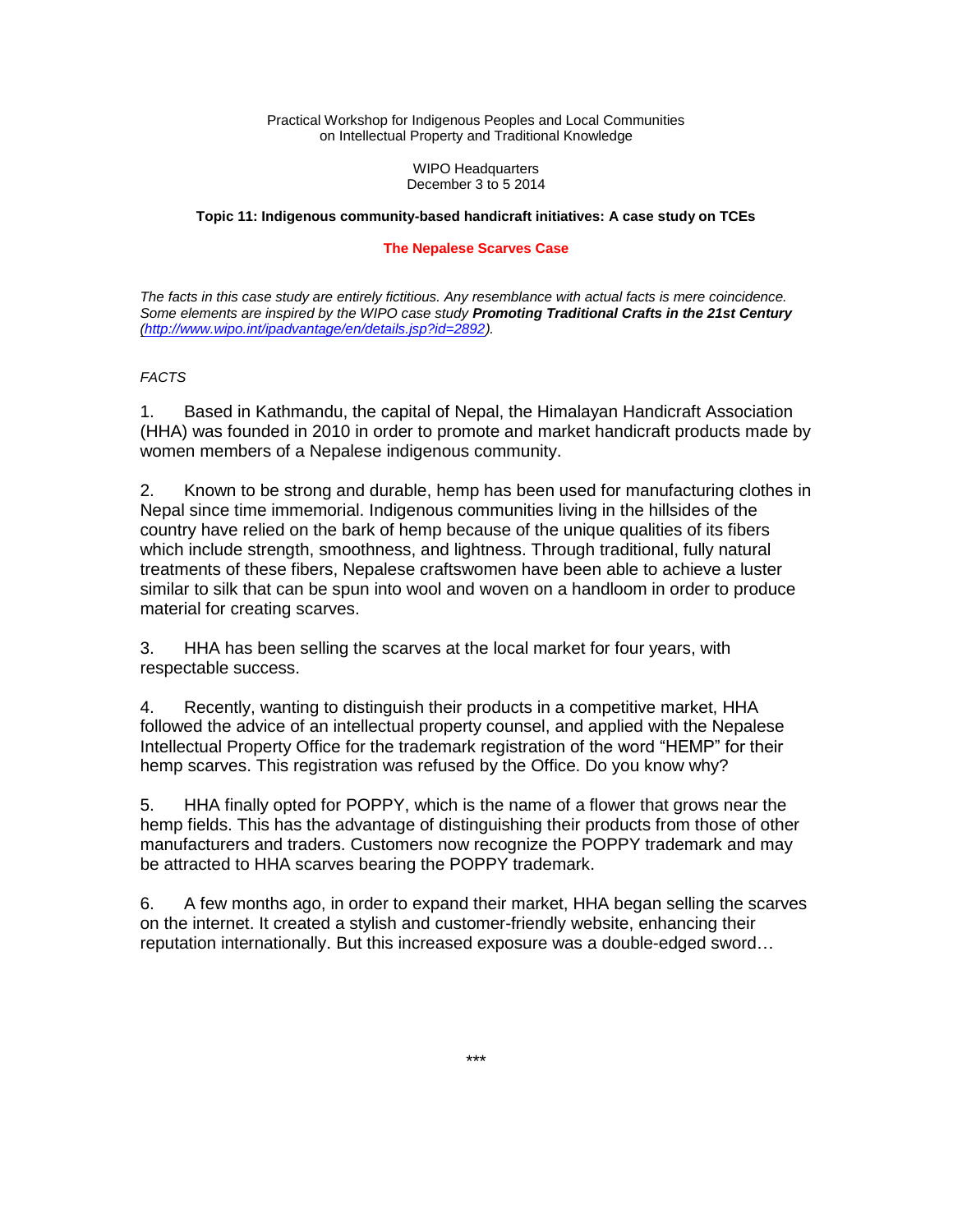Practical Workshop for Indigenous Peoples and Local Communities
on Intellectual Property and Traditional Knowledge

WIPO Headquarters
December 3 to 5 2014

**Topic 11: Indigenous community-based handicraft initiatives: A case study on TCEs**

**The Nepalese Scarves Case**

*The facts in this case study are entirely fictitious. Any resemblance with actual facts is mere coincidence. Some elements are inspired by the WIPO case study **Promoting Traditional Crafts in the 21st Century** ([http://www.wipo.int/ipadvantage/en/details.jsp?id=2892](http://www.wipo.int/ipadvantage/en/details.jsp?id=2892)).*

*FACTS*

1. Based in Kathmandu, the capital of Nepal, the Himalayan Handicraft Association (HHA) was founded in 2010 in order to promote and market handicraft products made by women members of a Nepalese indigenous community.

2. Known to be strong and durable, hemp has been used for manufacturing clothes in Nepal since time immemorial. Indigenous communities living in the hillsides of the country have relied on the bark of hemp because of the unique qualities of its fibers which include strength, smoothness, and lightness. Through traditional, fully natural treatments of these fibers, Nepalese craftswomen have been able to achieve a luster similar to silk that can be spun into wool and woven on a handloom in order to produce material for creating scarves.

3. HHA has been selling the scarves at the local market for four years, with respectable success.

4. Recently, wanting to distinguish their products in a competitive market, HHA followed the advice of an intellectual property counsel, and applied with the Nepalese Intellectual Property Office for the trademark registration of the word "HEMP" for their hemp scarves. This registration was refused by the Office. Do you know why?

5. HHA finally opted for POPPY, which is the name of a flower that grows near the hemp fields. This has the advantage of distinguishing their products from those of other manufacturers and traders. Customers now recognize the POPPY trademark and may be attracted to HHA scarves bearing the POPPY trademark.

6. A few months ago, in order to expand their market, HHA began selling the scarves on the internet. It created a stylish and customer-friendly website, enhancing their reputation internationally. But this increased exposure was a double-edged sword…

\*\*\*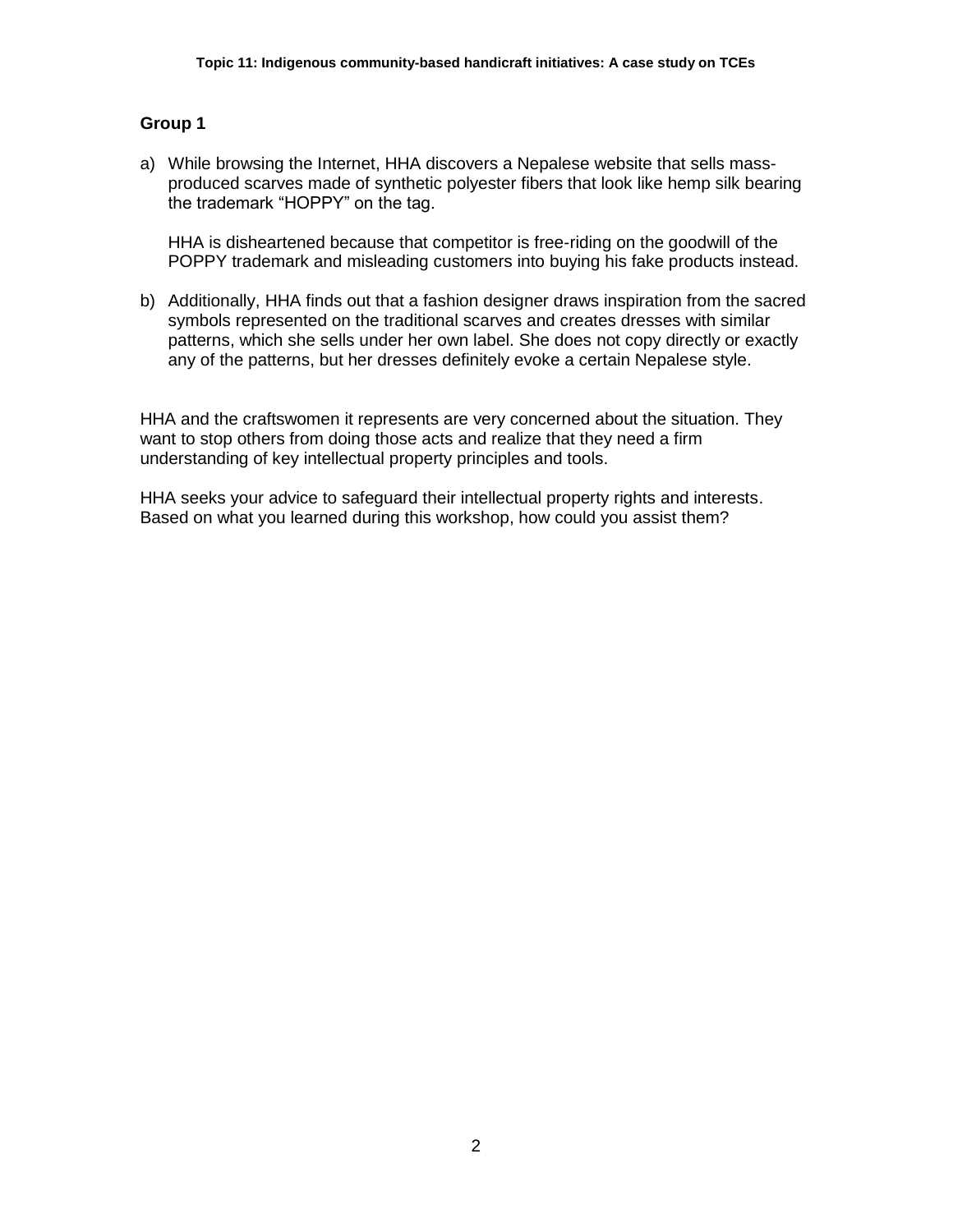## Group 1

a) While browsing the Internet, HHA discovers a Nepalese website that sells mass-produced scarves made of synthetic polyester fibers that look like hemp silk bearing the trademark "HOPPY" on the tag.

   HHA is disheartened because that competitor is free-riding on the goodwill of the POPPY trademark and misleading customers into buying his fake products instead.

b) Additionally, HHA finds out that a fashion designer draws inspiration from the sacred symbols represented on the traditional scarves and creates dresses with similar patterns, which she sells under her own label. She does not copy directly or exactly any of the patterns, but her dresses definitely evoke a certain Nepalese style.

HHA and the craftswomen it represents are very concerned about the situation. They want to stop others from doing those acts and realize that they need a firm understanding of key intellectual property principles and tools.

HHA seeks your advice to safeguard their intellectual property rights and interests. Based on what you learned during this workshop, how could you assist them?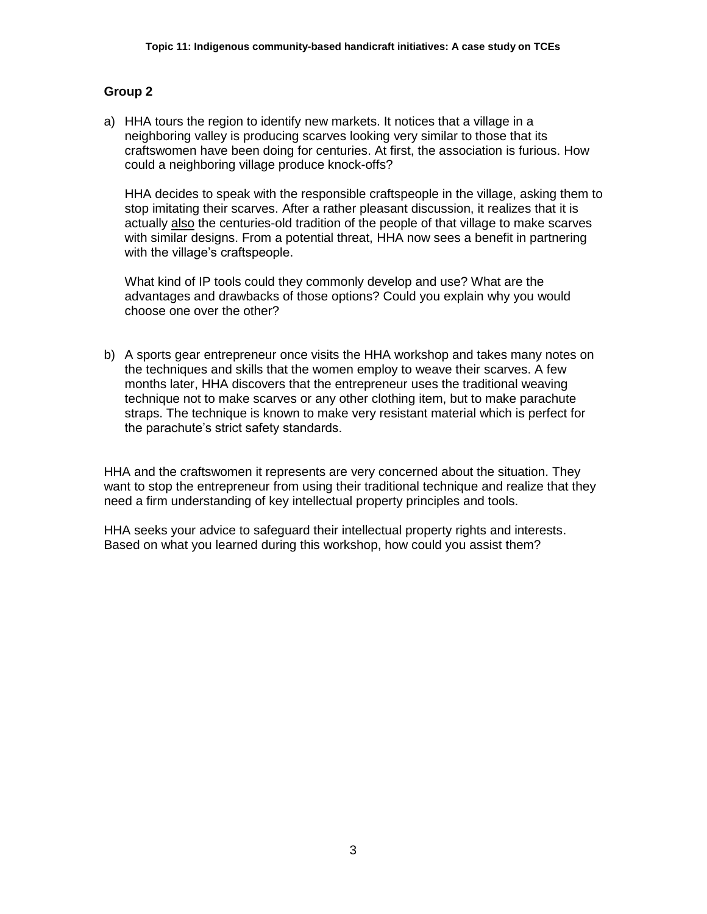## Group 2

a) HHA tours the region to identify new markets. It notices that a village in a neighboring valley is producing scarves looking very similar to those that its craftswomen have been doing for centuries. At first, the association is furious. How could a neighboring village produce knock-offs?

   HHA decides to speak with the responsible craftspeople in the village, asking them to stop imitating their scarves. After a rather pleasant discussion, it realizes that it is actually <u>also</u> the centuries-old tradition of the people of that village to make scarves with similar designs. From a potential threat, HHA now sees a benefit in partnering with the village's craftspeople.

   What kind of IP tools could they commonly develop and use? What are the advantages and drawbacks of those options? Could you explain why you would choose one over the other?

b) A sports gear entrepreneur once visits the HHA workshop and takes many notes on the techniques and skills that the women employ to weave their scarves. A few months later, HHA discovers that the entrepreneur uses the traditional weaving technique not to make scarves or any other clothing item, but to make parachute straps. The technique is known to make very resistant material which is perfect for the parachute's strict safety standards.

HHA and the craftswomen it represents are very concerned about the situation. They want to stop the entrepreneur from using their traditional technique and realize that they need a firm understanding of key intellectual property principles and tools.

HHA seeks your advice to safeguard their intellectual property rights and interests. Based on what you learned during this workshop, how could you assist them?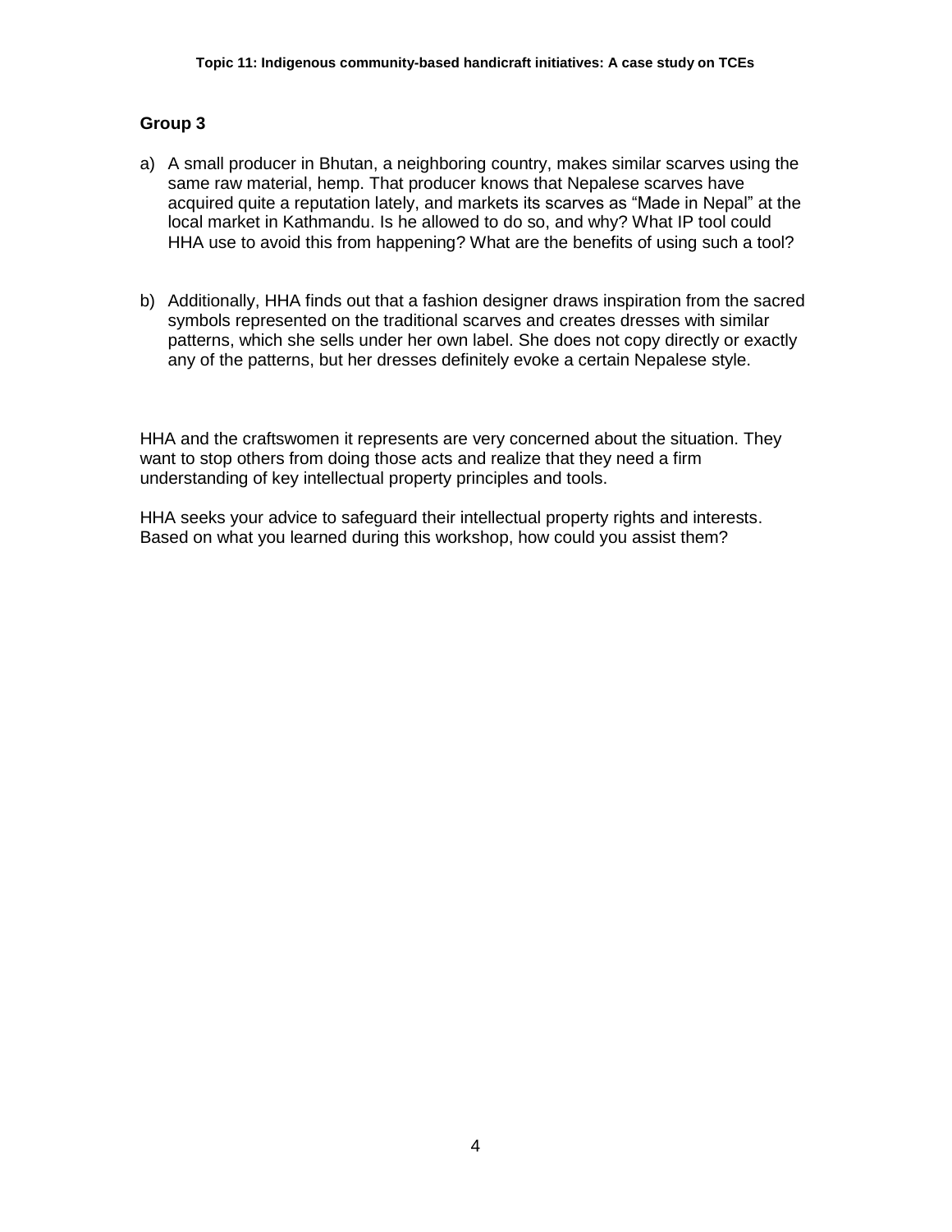## Group 3

a) A small producer in Bhutan, a neighboring country, makes similar scarves using the same raw material, hemp. That producer knows that Nepalese scarves have acquired quite a reputation lately, and markets its scarves as “Made in Nepal” at the local market in Kathmandu. Is he allowed to do so, and why? What IP tool could HHA use to avoid this from happening? What are the benefits of using such a tool?

b) Additionally, HHA finds out that a fashion designer draws inspiration from the sacred symbols represented on the traditional scarves and creates dresses with similar patterns, which she sells under her own label. She does not copy directly or exactly any of the patterns, but her dresses definitely evoke a certain Nepalese style.

HHA and the craftswomen it represents are very concerned about the situation. They want to stop others from doing those acts and realize that they need a firm understanding of key intellectual property principles and tools.

HHA seeks your advice to safeguard their intellectual property rights and interests. Based on what you learned during this workshop, how could you assist them?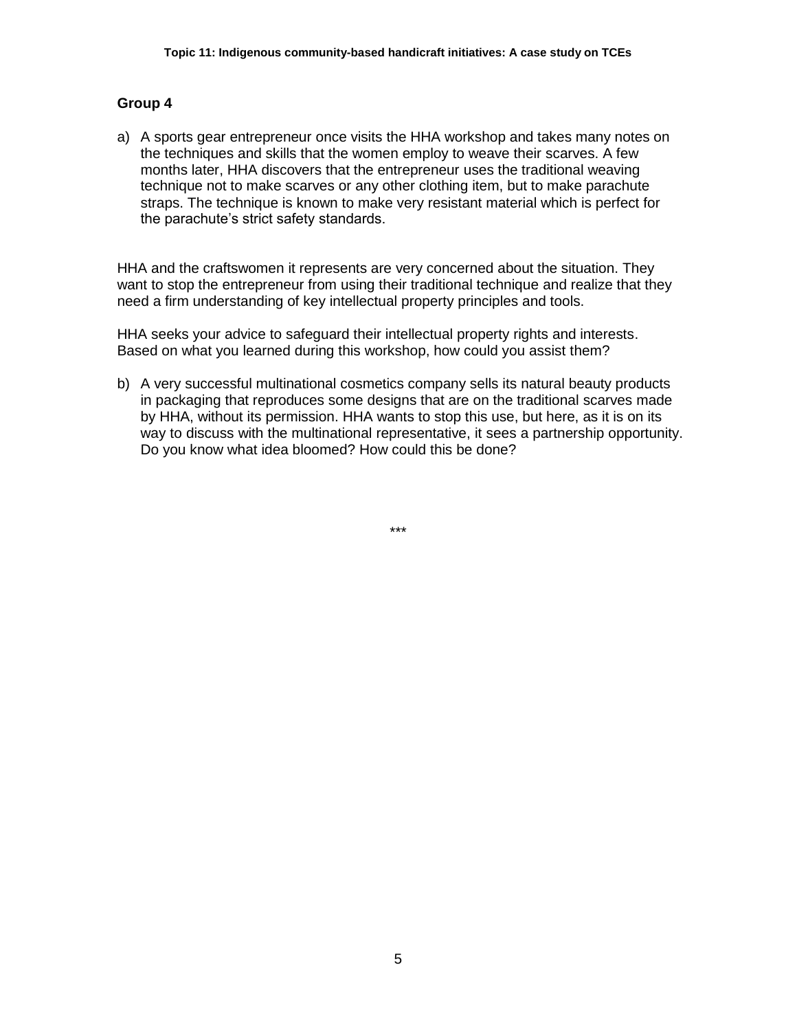## Group 4

a) A sports gear entrepreneur once visits the HHA workshop and takes many notes on the techniques and skills that the women employ to weave their scarves. A few months later, HHA discovers that the entrepreneur uses the traditional weaving technique not to make scarves or any other clothing item, but to make parachute straps. The technique is known to make very resistant material which is perfect for the parachute's strict safety standards.

HHA and the craftswomen it represents are very concerned about the situation. They want to stop the entrepreneur from using their traditional technique and realize that they need a firm understanding of key intellectual property principles and tools.

HHA seeks your advice to safeguard their intellectual property rights and interests. Based on what you learned during this workshop, how could you assist them?

b) A very successful multinational cosmetics company sells its natural beauty products in packaging that reproduces some designs that are on the traditional scarves made by HHA, without its permission. HHA wants to stop this use, but here, as it is on its way to discuss with the multinational representative, it sees a partnership opportunity. Do you know what idea bloomed? How could this be done?

***